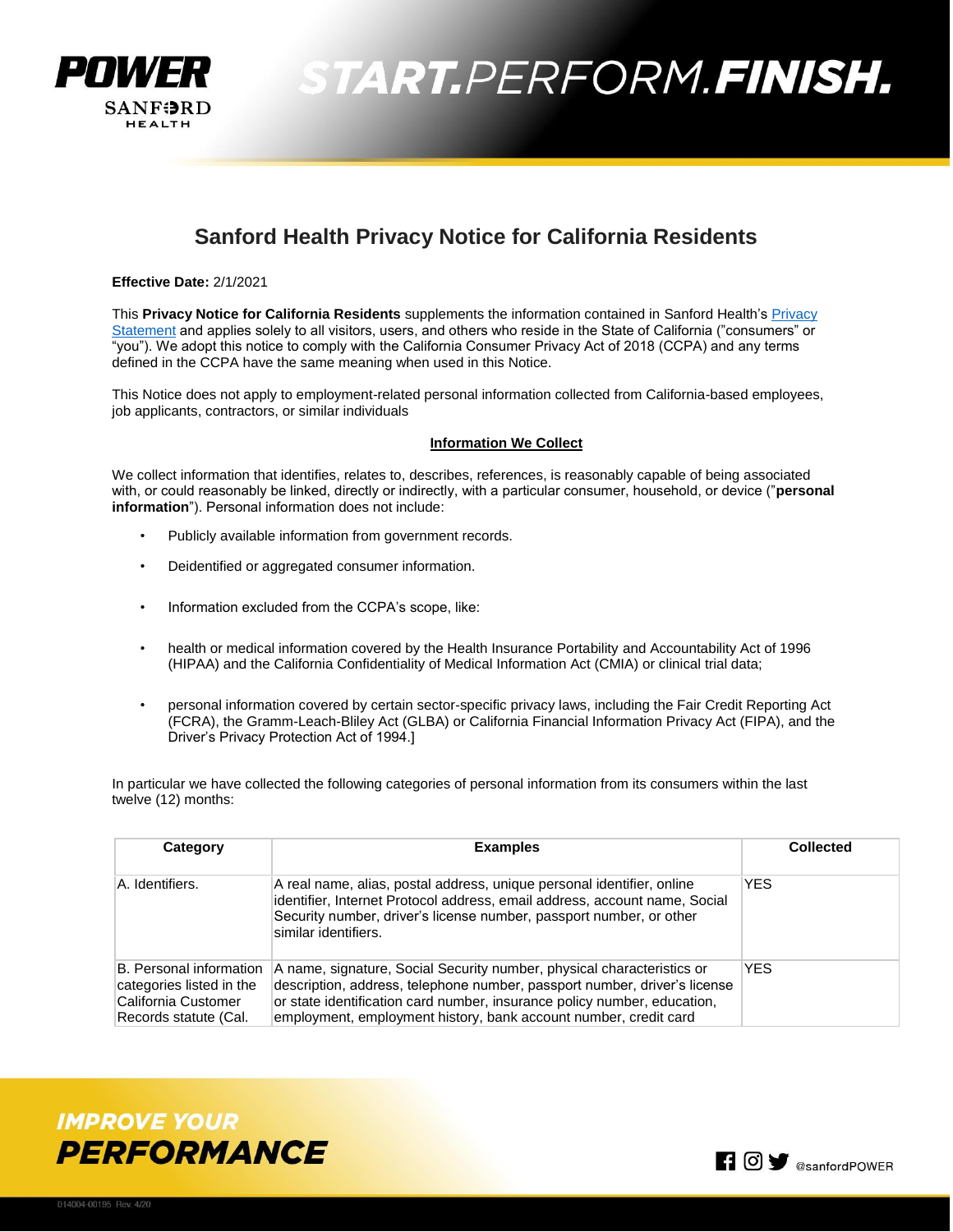# Sanford Health Privacy Notice for California Residents

**Effective Date:** 2/1/2021

This **Privacy Notice for California Residents** supplements the information contained in Sanford Health's Privacy Statement and applies solely to all visitors, users, and others who reside in the State of California ("consumers" or "you"). We adopt this notice to comply with the California Consumer Privacy Act of 2018 (CCPA) and any terms defined in the CCPA have the same meaning when used in this Notice.

This Notice does not apply to employment-related personal information collected from California-based employees, job applicants, contractors, or similar individuals

## Information We Collect

We collect information that identifies, relates to, describes, references, is reasonably capable of being associated with, or could reasonably be linked, directly or indirectly, with a particular consumer, household, or device ("**personal information**"). Personal information does not include:

- Publicly available information from government records.
- Deidentified or aggregated consumer information.
- Information excluded from the CCPA's scope, like:
- health or medical information covered by the Health Insurance Portability and Accountability Act of 1996 (HIPAA) and the California Confidentiality of Medical Information Act (CMIA) or clinical trial data;
- personal information covered by certain sector-specific privacy laws, including the Fair Credit Reporting Act (FCRA), the Gramm-Leach-Bliley Act (GLBA) or California Financial Information Privacy Act (FIPA), and the Driver's Privacy Protection Act of 1994.]

In particular we have collected the following categories of personal information from its consumers within the last twelve (12) months:

| Category | Examples | Collected |
|---|---|---|
| A. Identifiers. | A real name, alias, postal address, unique personal identifier, online identifier, Internet Protocol address, email address, account name, Social Security number, driver's license number, passport number, or other similar identifiers. | YES |
| B. Personal information categories listed in the California Customer Records statute (Cal. | A name, signature, Social Security number, physical characteristics or description, address, telephone number, passport number, driver's license or state identification card number, insurance policy number, education, employment, employment history, bank account number, credit card | YES |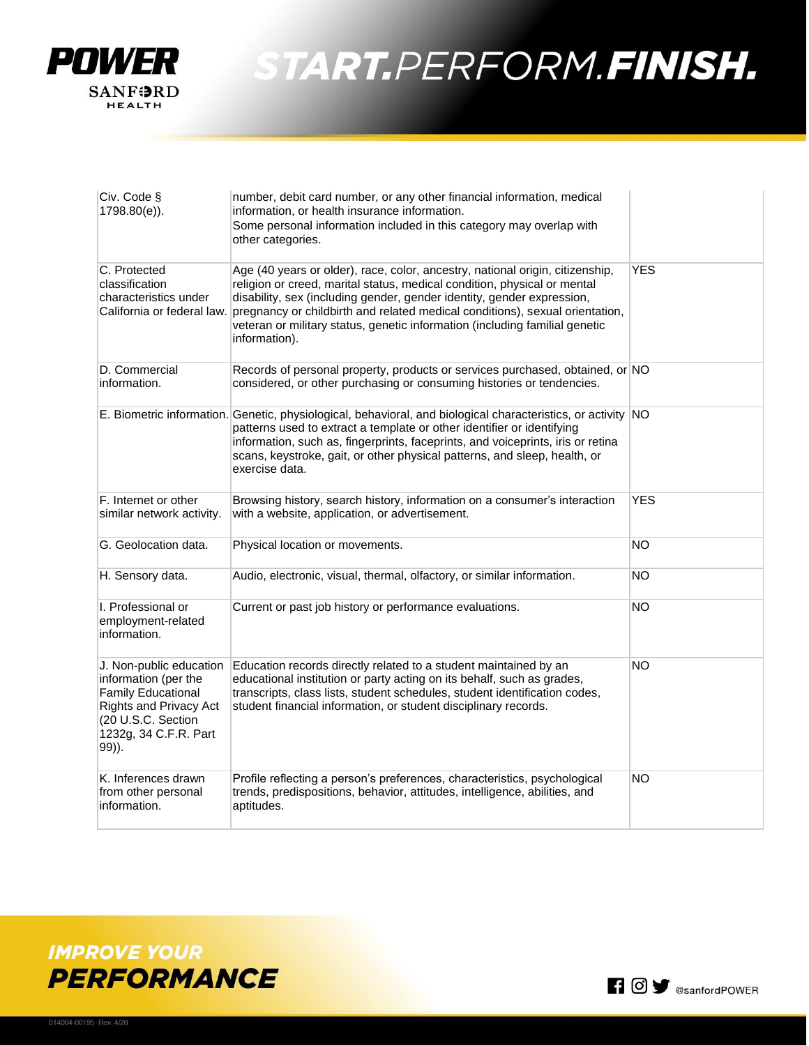| | | |
|---|---|---|
| Civ. Code § 1798.80(e)). | number, debit card number, or any other financial information, medical information, or health insurance information. Some personal information included in this category may overlap with other categories. | |
| C. Protected classification characteristics under California or federal law. | Age (40 years or older), race, color, ancestry, national origin, citizenship, religion or creed, marital status, medical condition, physical or mental disability, sex (including gender, gender identity, gender expression, pregnancy or childbirth and related medical conditions), sexual orientation, veteran or military status, genetic information (including familial genetic information). | YES |
| D. Commercial information. | Records of personal property, products or services purchased, obtained, or considered, or other purchasing or consuming histories or tendencies. | NO |
| E. Biometric information. | Genetic, physiological, behavioral, and biological characteristics, or activity patterns used to extract a template or other identifier or identifying information, such as, fingerprints, faceprints, and voiceprints, iris or retina scans, keystroke, gait, or other physical patterns, and sleep, health, or exercise data. | NO |
| F. Internet or other similar network activity. | Browsing history, search history, information on a consumer's interaction with a website, application, or advertisement. | YES |
| G. Geolocation data. | Physical location or movements. | NO |
| H. Sensory data. | Audio, electronic, visual, thermal, olfactory, or similar information. | NO |
| I. Professional or employment-related information. | Current or past job history or performance evaluations. | NO |
| J. Non-public education information (per the Family Educational Rights and Privacy Act (20 U.S.C. Section 1232g, 34 C.F.R. Part 99)). | Education records directly related to a student maintained by an educational institution or party acting on its behalf, such as grades, transcripts, class lists, student schedules, student identification codes, student financial information, or student disciplinary records. | NO |
| K. Inferences drawn from other personal information. | Profile reflecting a person's preferences, characteristics, psychological trends, predispositions, behavior, attitudes, intelligence, abilities, and aptitudes. | NO |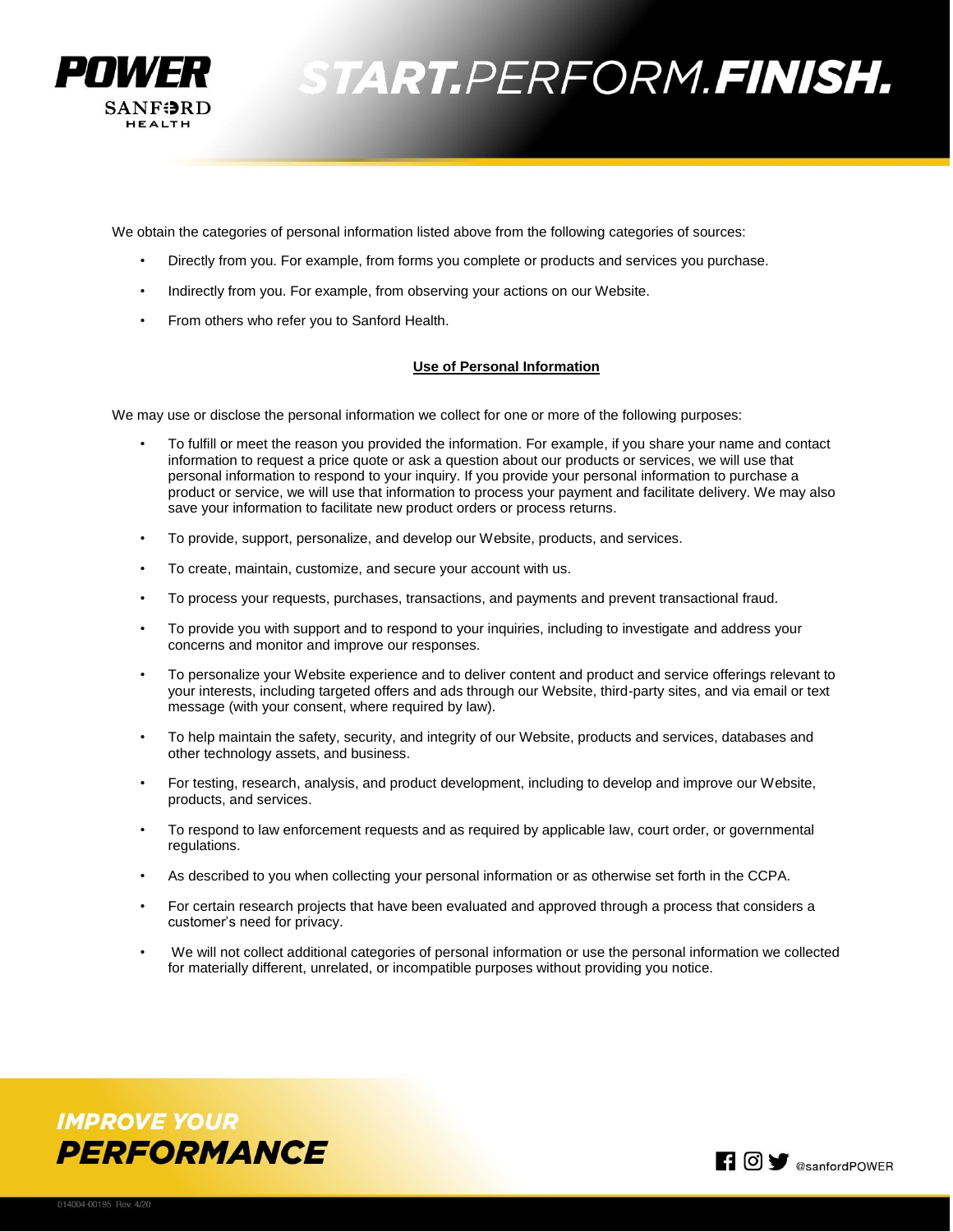We obtain the categories of personal information listed above from the following categories of sources:

- Directly from you. For example, from forms you complete or products and services you purchase.
- Indirectly from you. For example, from observing your actions on our Website.
- From others who refer you to Sanford Health.

**Use of Personal Information**

We may use or disclose the personal information we collect for one or more of the following purposes:

- To fulfill or meet the reason you provided the information. For example, if you share your name and contact information to request a price quote or ask a question about our products or services, we will use that personal information to respond to your inquiry. If you provide your personal information to purchase a product or service, we will use that information to process your payment and facilitate delivery. We may also save your information to facilitate new product orders or process returns.
- To provide, support, personalize, and develop our Website, products, and services.
- To create, maintain, customize, and secure your account with us.
- To process your requests, purchases, transactions, and payments and prevent transactional fraud.
- To provide you with support and to respond to your inquiries, including to investigate and address your concerns and monitor and improve our responses.
- To personalize your Website experience and to deliver content and product and service offerings relevant to your interests, including targeted offers and ads through our Website, third-party sites, and via email or text message (with your consent, where required by law).
- To help maintain the safety, security, and integrity of our Website, products and services, databases and other technology assets, and business.
- For testing, research, analysis, and product development, including to develop and improve our Website, products, and services.
- To respond to law enforcement requests and as required by applicable law, court order, or governmental regulations.
- As described to you when collecting your personal information or as otherwise set forth in the CCPA.
- For certain research projects that have been evaluated and approved through a process that considers a customer's need for privacy.
- We will not collect additional categories of personal information or use the personal information we collected for materially different, unrelated, or incompatible purposes without providing you notice.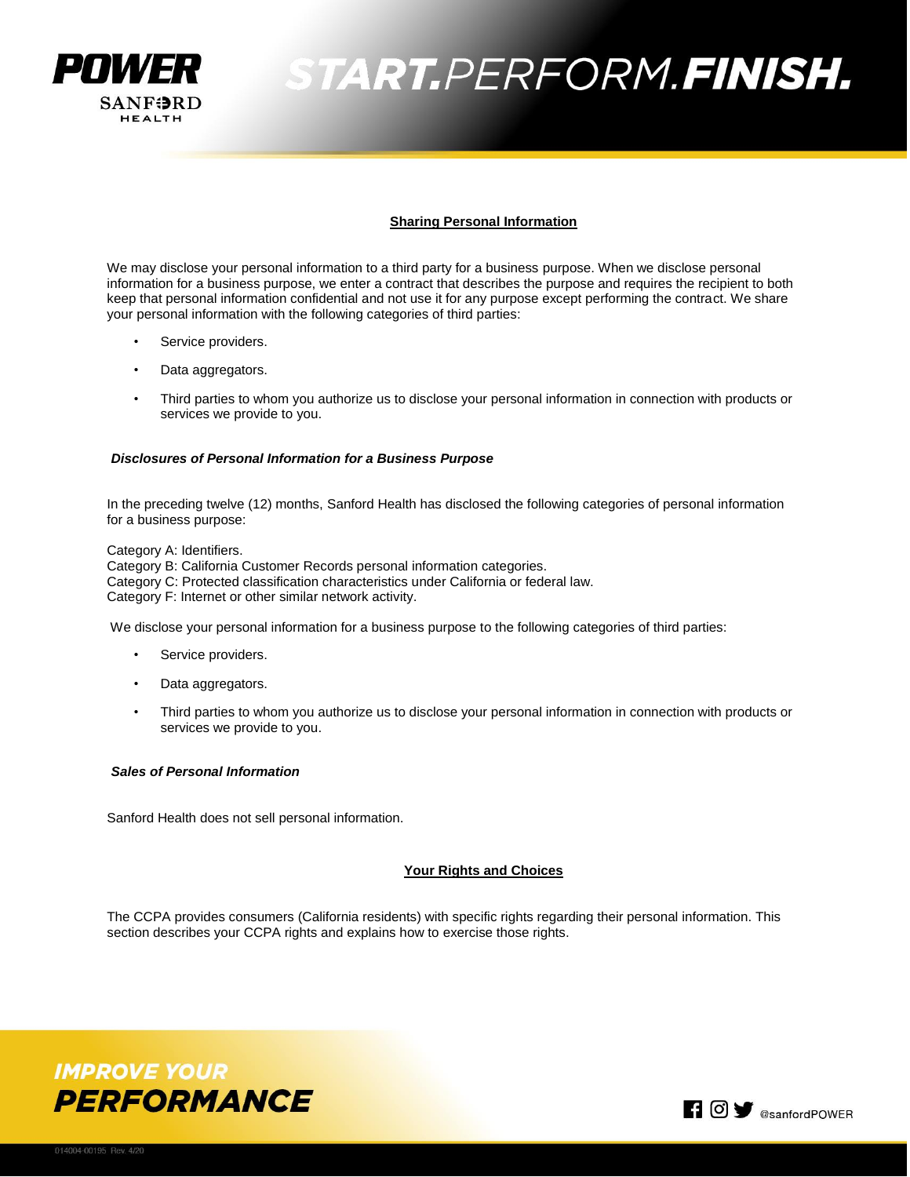## Sharing Personal Information

We may disclose your personal information to a third party for a business purpose. When we disclose personal information for a business purpose, we enter a contract that describes the purpose and requires the recipient to both keep that personal information confidential and not use it for any purpose except performing the contract. We share your personal information with the following categories of third parties:

- Service providers.
- Data aggregators.
- Third parties to whom you authorize us to disclose your personal information in connection with products or services we provide to you.

### *Disclosures of Personal Information for a Business Purpose*

In the preceding twelve (12) months, Sanford Health has disclosed the following categories of personal information for a business purpose:

Category A: Identifiers.
Category B: California Customer Records personal information categories.
Category C: Protected classification characteristics under California or federal law.
Category F: Internet or other similar network activity.

We disclose your personal information for a business purpose to the following categories of third parties:

- Service providers.
- Data aggregators.
- Third parties to whom you authorize us to disclose your personal information in connection with products or services we provide to you.

### *Sales of Personal Information*

Sanford Health does not sell personal information.

## Your Rights and Choices

The CCPA provides consumers (California residents) with specific rights regarding their personal information. This section describes your CCPA rights and explains how to exercise those rights.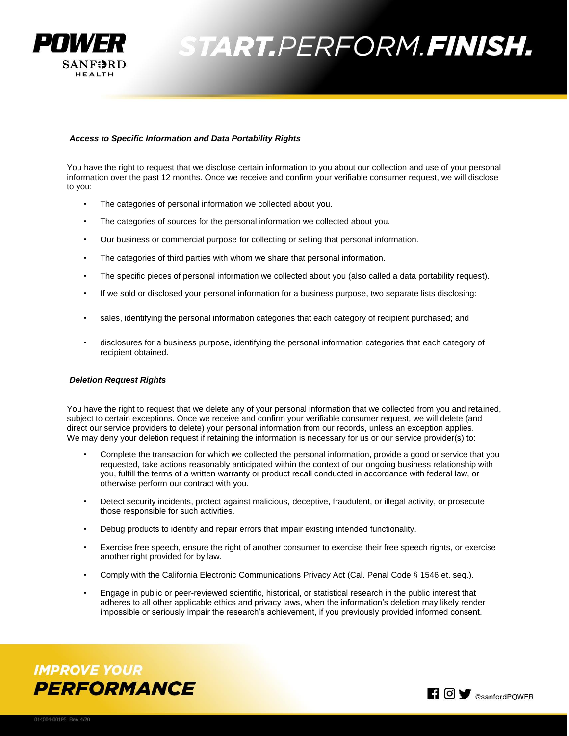***Access to Specific Information and Data Portability Rights***

You have the right to request that we disclose certain information to you about our collection and use of your personal information over the past 12 months. Once we receive and confirm your verifiable consumer request, we will disclose to you:

- The categories of personal information we collected about you.
- The categories of sources for the personal information we collected about you.
- Our business or commercial purpose for collecting or selling that personal information.
- The categories of third parties with whom we share that personal information.
- The specific pieces of personal information we collected about you (also called a data portability request).
- If we sold or disclosed your personal information for a business purpose, two separate lists disclosing:
- sales, identifying the personal information categories that each category of recipient purchased; and
- disclosures for a business purpose, identifying the personal information categories that each category of recipient obtained.

***Deletion Request Rights***

You have the right to request that we delete any of your personal information that we collected from you and retained, subject to certain exceptions. Once we receive and confirm your verifiable consumer request, we will delete (and direct our service providers to delete) your personal information from our records, unless an exception applies. We may deny your deletion request if retaining the information is necessary for us or our service provider(s) to:

- Complete the transaction for which we collected the personal information, provide a good or service that you requested, take actions reasonably anticipated within the context of our ongoing business relationship with you, fulfill the terms of a written warranty or product recall conducted in accordance with federal law, or otherwise perform our contract with you.
- Detect security incidents, protect against malicious, deceptive, fraudulent, or illegal activity, or prosecute those responsible for such activities.
- Debug products to identify and repair errors that impair existing intended functionality.
- Exercise free speech, ensure the right of another consumer to exercise their free speech rights, or exercise another right provided for by law.
- Comply with the California Electronic Communications Privacy Act (Cal. Penal Code § 1546 et. seq.).
- Engage in public or peer-reviewed scientific, historical, or statistical research in the public interest that adheres to all other applicable ethics and privacy laws, when the information's deletion may likely render impossible or seriously impair the research's achievement, if you previously provided informed consent.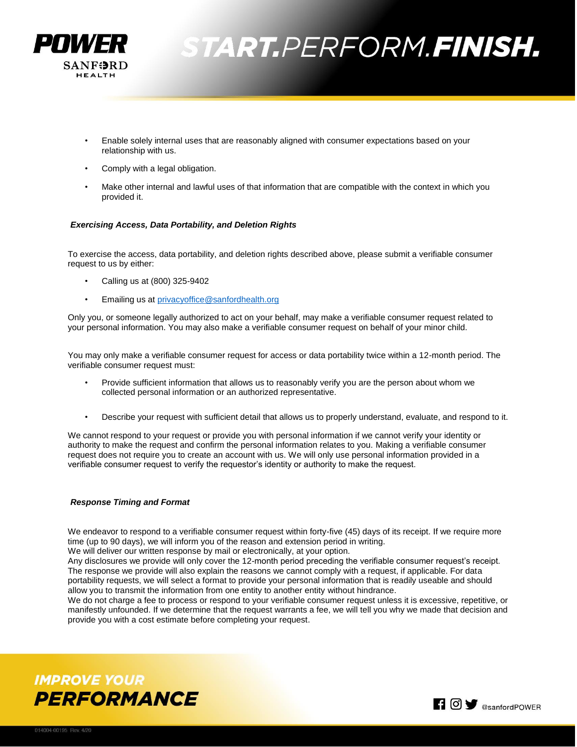- Enable solely internal uses that are reasonably aligned with consumer expectations based on your relationship with us.
- Comply with a legal obligation.
- Make other internal and lawful uses of that information that are compatible with the context in which you provided it.

***Exercising Access, Data Portability, and Deletion Rights***

To exercise the access, data portability, and deletion rights described above, please submit a verifiable consumer request to us by either:

- Calling us at (800) 325-9402
- Emailing us at [privacyoffice@sanfordhealth.org](mailto:privacyoffice@sanfordhealth.org)

Only you, or someone legally authorized to act on your behalf, may make a verifiable consumer request related to your personal information. You may also make a verifiable consumer request on behalf of your minor child.

You may only make a verifiable consumer request for access or data portability twice within a 12-month period. The verifiable consumer request must:

- Provide sufficient information that allows us to reasonably verify you are the person about whom we collected personal information or an authorized representative.
- Describe your request with sufficient detail that allows us to properly understand, evaluate, and respond to it.

We cannot respond to your request or provide you with personal information if we cannot verify your identity or authority to make the request and confirm the personal information relates to you. Making a verifiable consumer request does not require you to create an account with us. We will only use personal information provided in a verifiable consumer request to verify the requestor's identity or authority to make the request.

***Response Timing and Format***

We endeavor to respond to a verifiable consumer request within forty-five (45) days of its receipt. If we require more time (up to 90 days), we will inform you of the reason and extension period in writing.
We will deliver our written response by mail or electronically, at your option.
Any disclosures we provide will only cover the 12-month period preceding the verifiable consumer request's receipt. The response we provide will also explain the reasons we cannot comply with a request, if applicable. For data portability requests, we will select a format to provide your personal information that is readily useable and should allow you to transmit the information from one entity to another entity without hindrance.
We do not charge a fee to process or respond to your verifiable consumer request unless it is excessive, repetitive, or manifestly unfounded. If we determine that the request warrants a fee, we will tell you why we made that decision and provide you with a cost estimate before completing your request.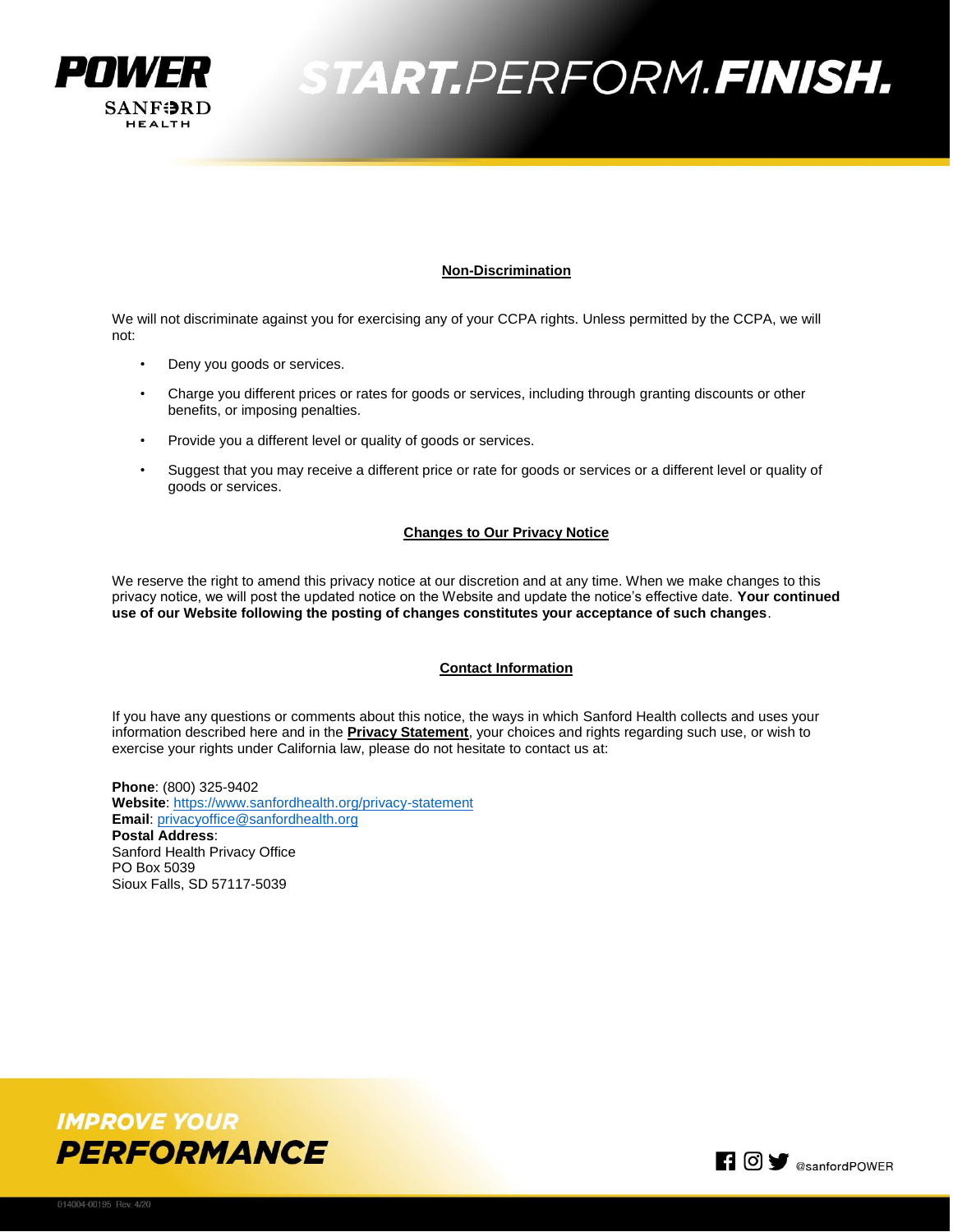## Non-Discrimination

We will not discriminate against you for exercising any of your CCPA rights. Unless permitted by the CCPA, we will not:

- Deny you goods or services.
- Charge you different prices or rates for goods or services, including through granting discounts or other benefits, or imposing penalties.
- Provide you a different level or quality of goods or services.
- Suggest that you may receive a different price or rate for goods or services or a different level or quality of goods or services.

## Changes to Our Privacy Notice

We reserve the right to amend this privacy notice at our discretion and at any time. When we make changes to this privacy notice, we will post the updated notice on the Website and update the notice's effective date. **Your continued use of our Website following the posting of changes constitutes your acceptance of such changes**.

## Contact Information

If you have any questions or comments about this notice, the ways in which Sanford Health collects and uses your information described here and in the **Privacy Statement**, your choices and rights regarding such use, or wish to exercise your rights under California law, please do not hesitate to contact us at:

**Phone**: (800) 325-9402
**Website**: https://www.sanfordhealth.org/privacy-statement
**Email**: privacyoffice@sanfordhealth.org
**Postal Address**:
Sanford Health Privacy Office
PO Box 5039
Sioux Falls, SD 57117-5039